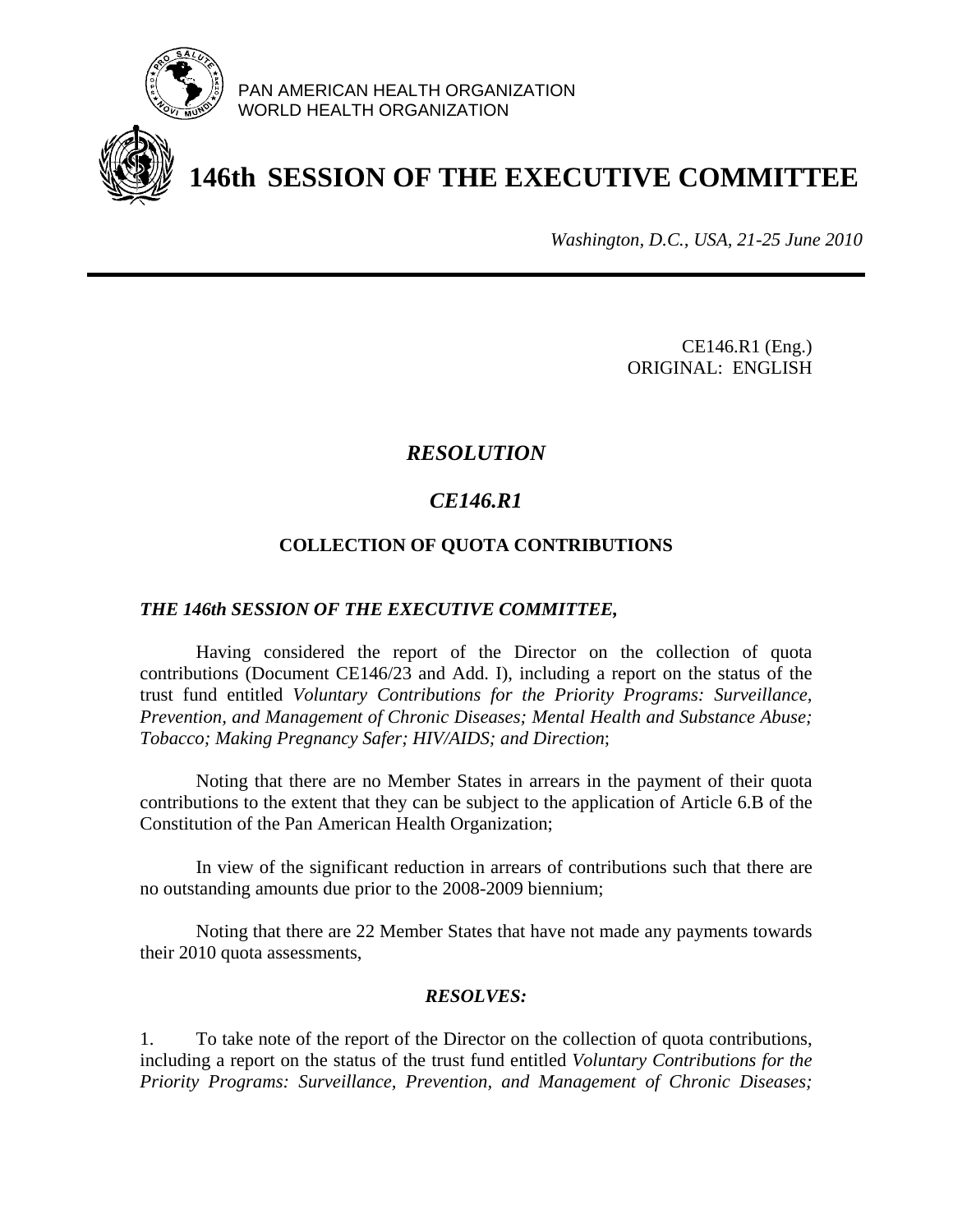PAN AMERICAN HEALTH ORGANIZATION
WORLD HEALTH ORGANIZATION

# 146th SESSION OF THE EXECUTIVE COMMITTEE

*Washington, D.C., USA, 21-25 June 2010*

CE146.R1 (Eng.)
ORIGINAL: ENGLISH

## *RESOLUTION*

## *CE146.R1*

### COLLECTION OF QUOTA CONTRIBUTIONS

***THE 146th SESSION OF THE EXECUTIVE COMMITTEE,***

Having considered the report of the Director on the collection of quota contributions (Document CE146/23 and Add. I), including a report on the status of the trust fund entitled *Voluntary Contributions for the Priority Programs: Surveillance, Prevention, and Management of Chronic Diseases; Mental Health and Substance Abuse; Tobacco; Making Pregnancy Safer; HIV/AIDS; and Direction*;

Noting that there are no Member States in arrears in the payment of their quota contributions to the extent that they can be subject to the application of Article 6.B of the Constitution of the Pan American Health Organization;

In view of the significant reduction in arrears of contributions such that there are no outstanding amounts due prior to the 2008-2009 biennium;

Noting that there are 22 Member States that have not made any payments towards their 2010 quota assessments,

***RESOLVES:***

1. To take note of the report of the Director on the collection of quota contributions, including a report on the status of the trust fund entitled *Voluntary Contributions for the Priority Programs: Surveillance, Prevention, and Management of Chronic Diseases;*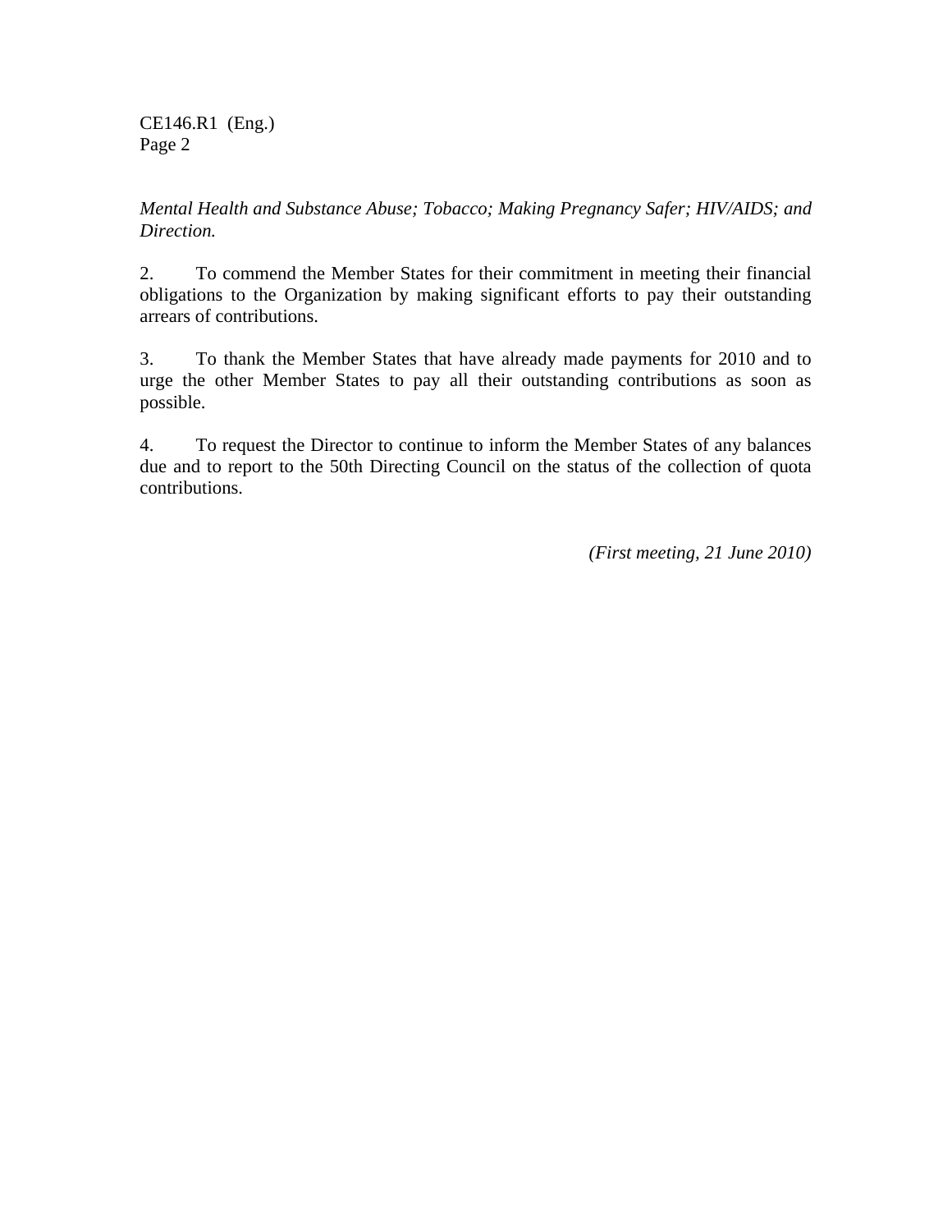*Mental Health and Substance Abuse; Tobacco; Making Pregnancy Safer; HIV/AIDS; and Direction.*

2. To commend the Member States for their commitment in meeting their financial obligations to the Organization by making significant efforts to pay their outstanding arrears of contributions.

3. To thank the Member States that have already made payments for 2010 and to urge the other Member States to pay all their outstanding contributions as soon as possible.

4. To request the Director to continue to inform the Member States of any balances due and to report to the 50th Directing Council on the status of the collection of quota contributions.

*(First meeting, 21 June 2010)*